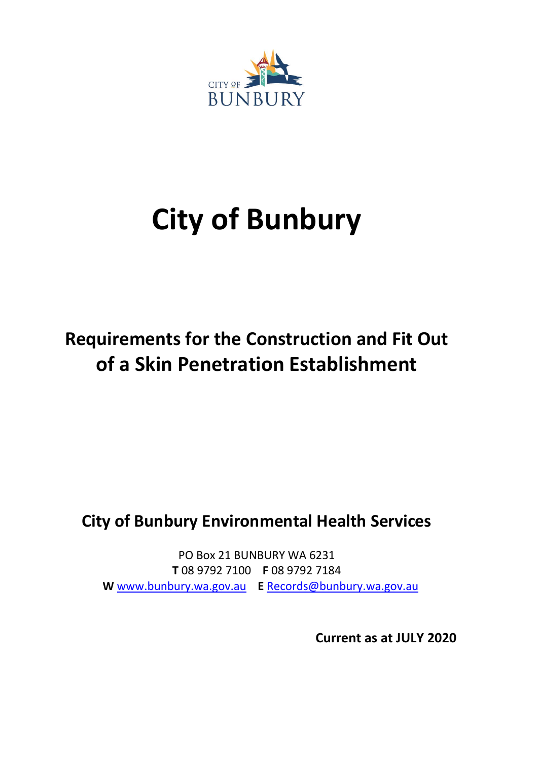# City of Bunbury

## Requirements for the Construction and Fit Out of a Skin Penetration Establishment

### City of Bunbury Environmental Health Services

PO Box 21 BUNBURY WA 6231
**T** 08 9792 7100 **F** 08 9792 7184
**W** www.bunbury.wa.gov.au **E** Records@bunbury.wa.gov.au

**Current as at JULY 2020**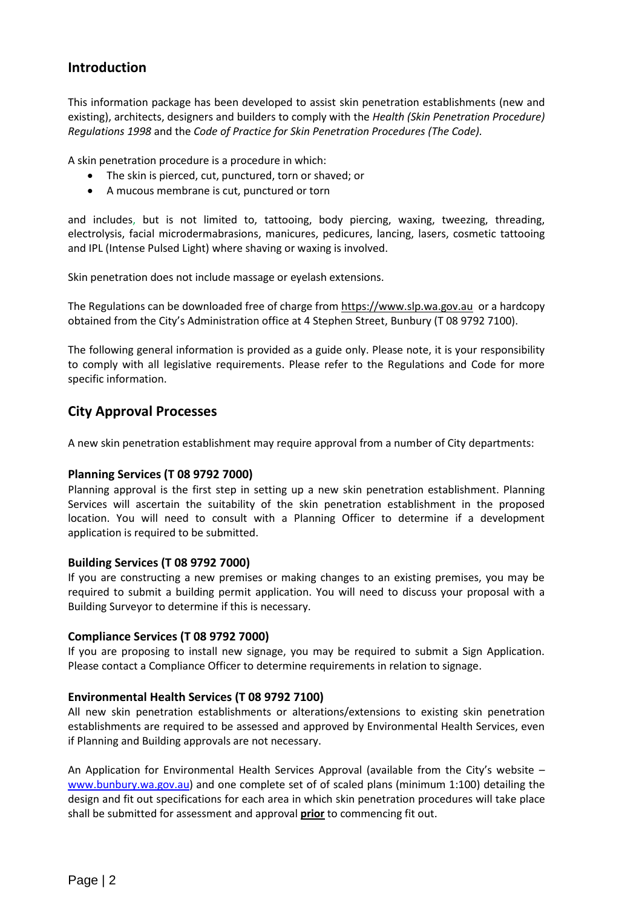## Introduction

This information package has been developed to assist skin penetration establishments (new and existing), architects, designers and builders to comply with the *Health (Skin Penetration Procedure) Regulations 1998* and the *Code of Practice for Skin Penetration Procedures (The Code).*

A skin penetration procedure is a procedure in which:

- The skin is pierced, cut, punctured, torn or shaved; or
- A mucous membrane is cut, punctured or torn

and includes, but is not limited to, tattooing, body piercing, waxing, tweezing, threading, electrolysis, facial microdermabrasions, manicures, pedicures, lancing, lasers, cosmetic tattooing and IPL (Intense Pulsed Light) where shaving or waxing is involved.

Skin penetration does not include massage or eyelash extensions.

The Regulations can be downloaded free of charge from https://www.slp.wa.gov.au or a hardcopy obtained from the City's Administration office at 4 Stephen Street, Bunbury (T 08 9792 7100).

The following general information is provided as a guide only. Please note, it is your responsibility to comply with all legislative requirements. Please refer to the Regulations and Code for more specific information.

## City Approval Processes

A new skin penetration establishment may require approval from a number of City departments:

### Planning Services (T 08 9792 7000)

Planning approval is the first step in setting up a new skin penetration establishment. Planning Services will ascertain the suitability of the skin penetration establishment in the proposed location. You will need to consult with a Planning Officer to determine if a development application is required to be submitted.

### Building Services (T 08 9792 7000)

If you are constructing a new premises or making changes to an existing premises, you may be required to submit a building permit application. You will need to discuss your proposal with a Building Surveyor to determine if this is necessary.

### Compliance Services (T 08 9792 7000)

If you are proposing to install new signage, you may be required to submit a Sign Application. Please contact a Compliance Officer to determine requirements in relation to signage.

### Environmental Health Services (T 08 9792 7100)

All new skin penetration establishments or alterations/extensions to existing skin penetration establishments are required to be assessed and approved by Environmental Health Services, even if Planning and Building approvals are not necessary.

An Application for Environmental Health Services Approval (available from the City's website – www.bunbury.wa.gov.au) and one complete set of of scaled plans (minimum 1:100) detailing the design and fit out specifications for each area in which skin penetration procedures will take place shall be submitted for assessment and approval **prior** to commencing fit out.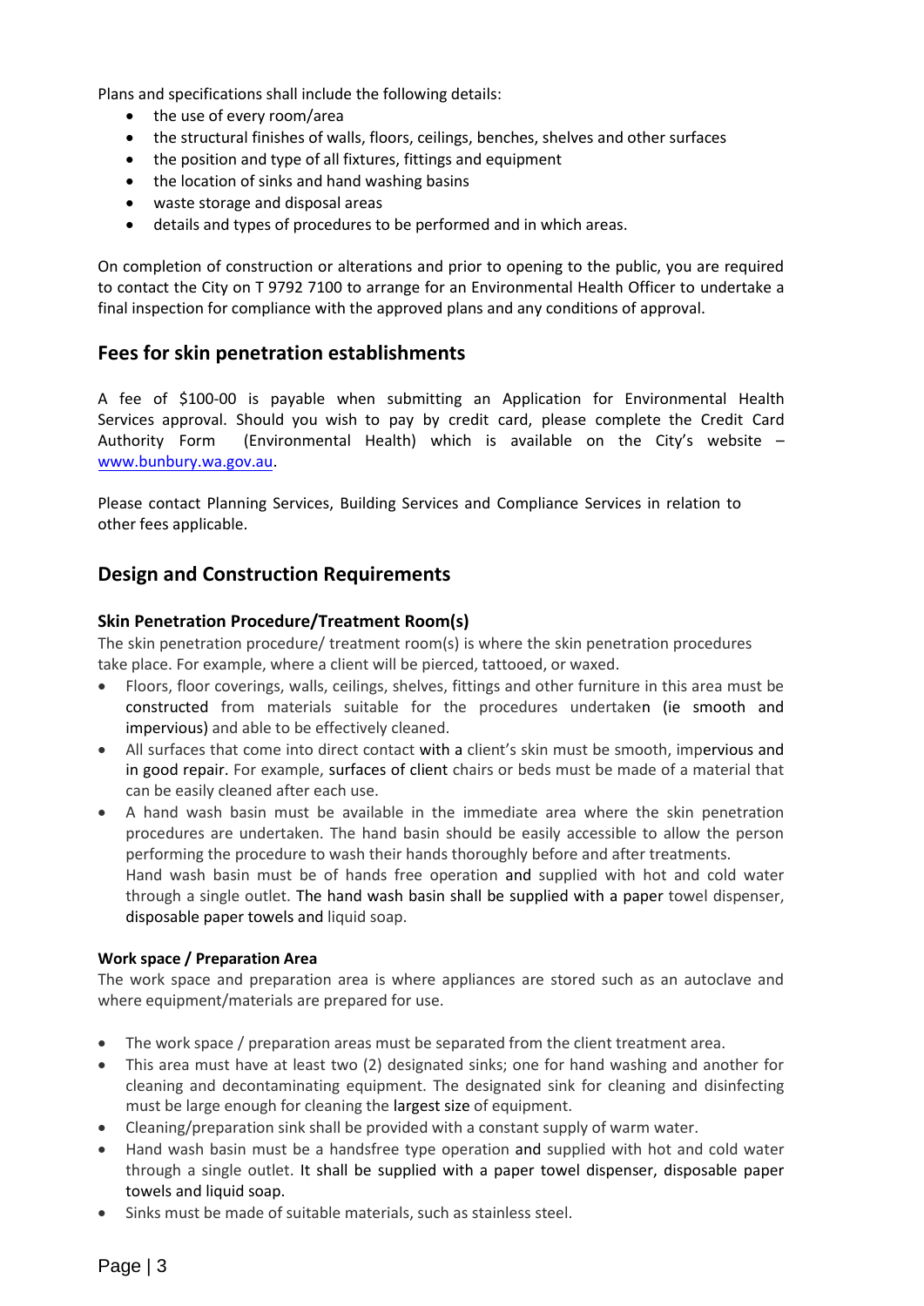Plans and specifications shall include the following details:

- the use of every room/area
- the structural finishes of walls, floors, ceilings, benches, shelves and other surfaces
- the position and type of all fixtures, fittings and equipment
- the location of sinks and hand washing basins
- waste storage and disposal areas
- details and types of procedures to be performed and in which areas.

On completion of construction or alterations and prior to opening to the public, you are required to contact the City on T 9792 7100 to arrange for an Environmental Health Officer to undertake a final inspection for compliance with the approved plans and any conditions of approval.

## Fees for skin penetration establishments

A fee of $100-00 is payable when submitting an Application for Environmental Health Services approval. Should you wish to pay by credit card, please complete the Credit Card Authority Form (Environmental Health) which is available on the City's website – www.bunbury.wa.gov.au.

Please contact Planning Services, Building Services and Compliance Services in relation to other fees applicable.

## Design and Construction Requirements

### Skin Penetration Procedure/Treatment Room(s)

The skin penetration procedure/ treatment room(s) is where the skin penetration procedures take place. For example, where a client will be pierced, tattooed, or waxed.

- Floors, floor coverings, walls, ceilings, shelves, fittings and other furniture in this area must be constructed from materials suitable for the procedures undertaken (ie smooth and impervious) and able to be effectively cleaned.
- All surfaces that come into direct contact with a client's skin must be smooth, impervious and in good repair. For example, surfaces of client chairs or beds must be made of a material that can be easily cleaned after each use.
- A hand wash basin must be available in the immediate area where the skin penetration procedures are undertaken. The hand basin should be easily accessible to allow the person performing the procedure to wash their hands thoroughly before and after treatments.
  Hand wash basin must be of hands free operation and supplied with hot and cold water through a single outlet. The hand wash basin shall be supplied with a paper towel dispenser, disposable paper towels and liquid soap.

#### Work space / Preparation Area

The work space and preparation area is where appliances are stored such as an autoclave and where equipment/materials are prepared for use.

- The work space / preparation areas must be separated from the client treatment area.
- This area must have at least two (2) designated sinks; one for hand washing and another for cleaning and decontaminating equipment. The designated sink for cleaning and disinfecting must be large enough for cleaning the largest size of equipment.
- Cleaning/preparation sink shall be provided with a constant supply of warm water.
- Hand wash basin must be a handsfree type operation and supplied with hot and cold water through a single outlet. It shall be supplied with a paper towel dispenser, disposable paper towels and liquid soap.
- Sinks must be made of suitable materials, such as stainless steel.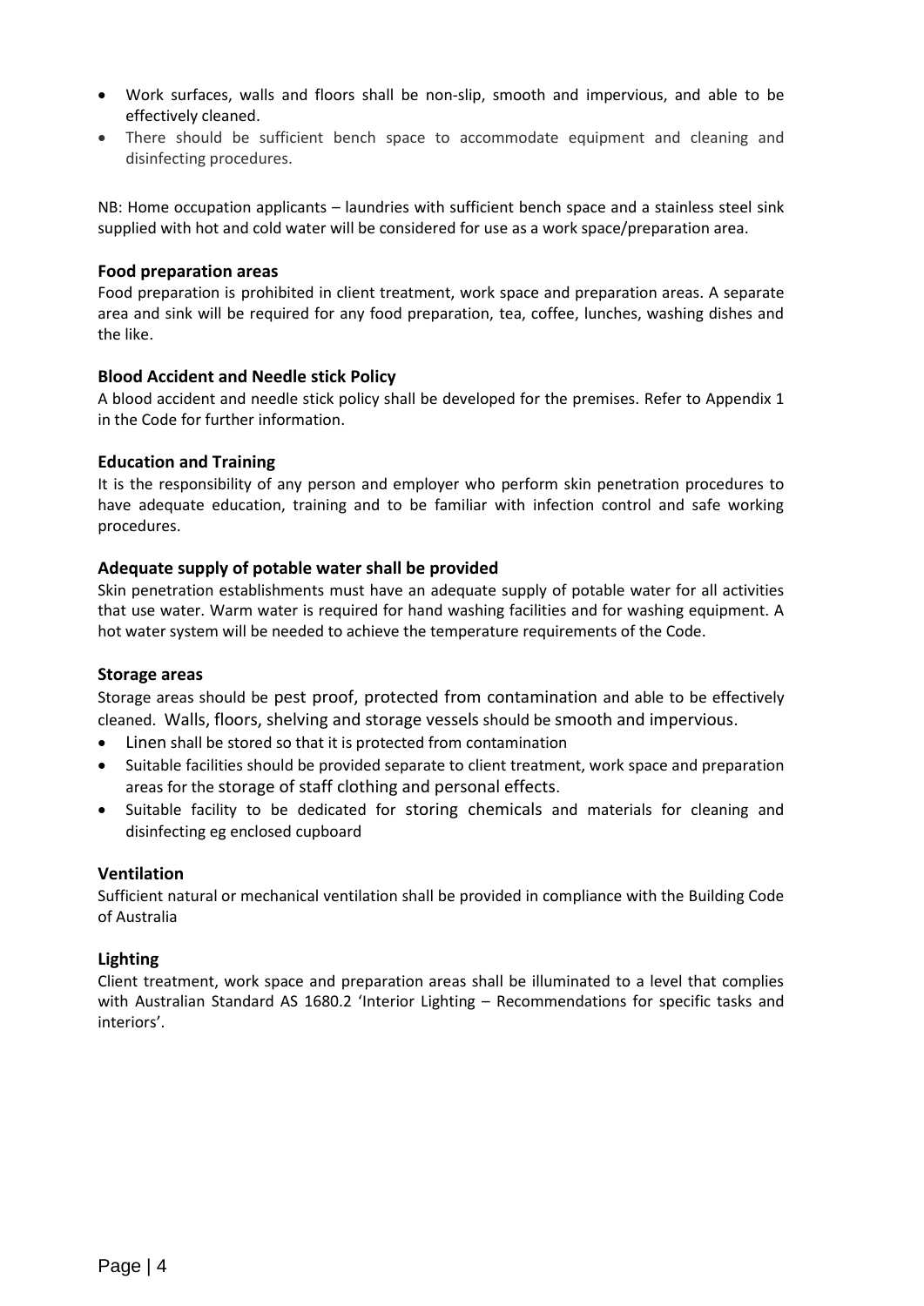- Work surfaces, walls and floors shall be non-slip, smooth and impervious, and able to be effectively cleaned.
- There should be sufficient bench space to accommodate equipment and cleaning and disinfecting procedures.

NB: Home occupation applicants – laundries with sufficient bench space and a stainless steel sink supplied with hot and cold water will be considered for use as a work space/preparation area.

### Food preparation areas

Food preparation is prohibited in client treatment, work space and preparation areas. A separate area and sink will be required for any food preparation, tea, coffee, lunches, washing dishes and the like.

### Blood Accident and Needle stick Policy

A blood accident and needle stick policy shall be developed for the premises. Refer to Appendix 1 in the Code for further information.

### Education and Training

It is the responsibility of any person and employer who perform skin penetration procedures to have adequate education, training and to be familiar with infection control and safe working procedures.

### Adequate supply of potable water shall be provided

Skin penetration establishments must have an adequate supply of potable water for all activities that use water. Warm water is required for hand washing facilities and for washing equipment. A hot water system will be needed to achieve the temperature requirements of the Code.

### Storage areas

Storage areas should be pest proof, protected from contamination and able to be effectively cleaned. Walls, floors, shelving and storage vessels should be smooth and impervious.

- Linen shall be stored so that it is protected from contamination
- Suitable facilities should be provided separate to client treatment, work space and preparation areas for the storage of staff clothing and personal effects.
- Suitable facility to be dedicated for storing chemicals and materials for cleaning and disinfecting eg enclosed cupboard

### Ventilation

Sufficient natural or mechanical ventilation shall be provided in compliance with the Building Code of Australia

### Lighting

Client treatment, work space and preparation areas shall be illuminated to a level that complies with Australian Standard AS 1680.2 'Interior Lighting – Recommendations for specific tasks and interiors'.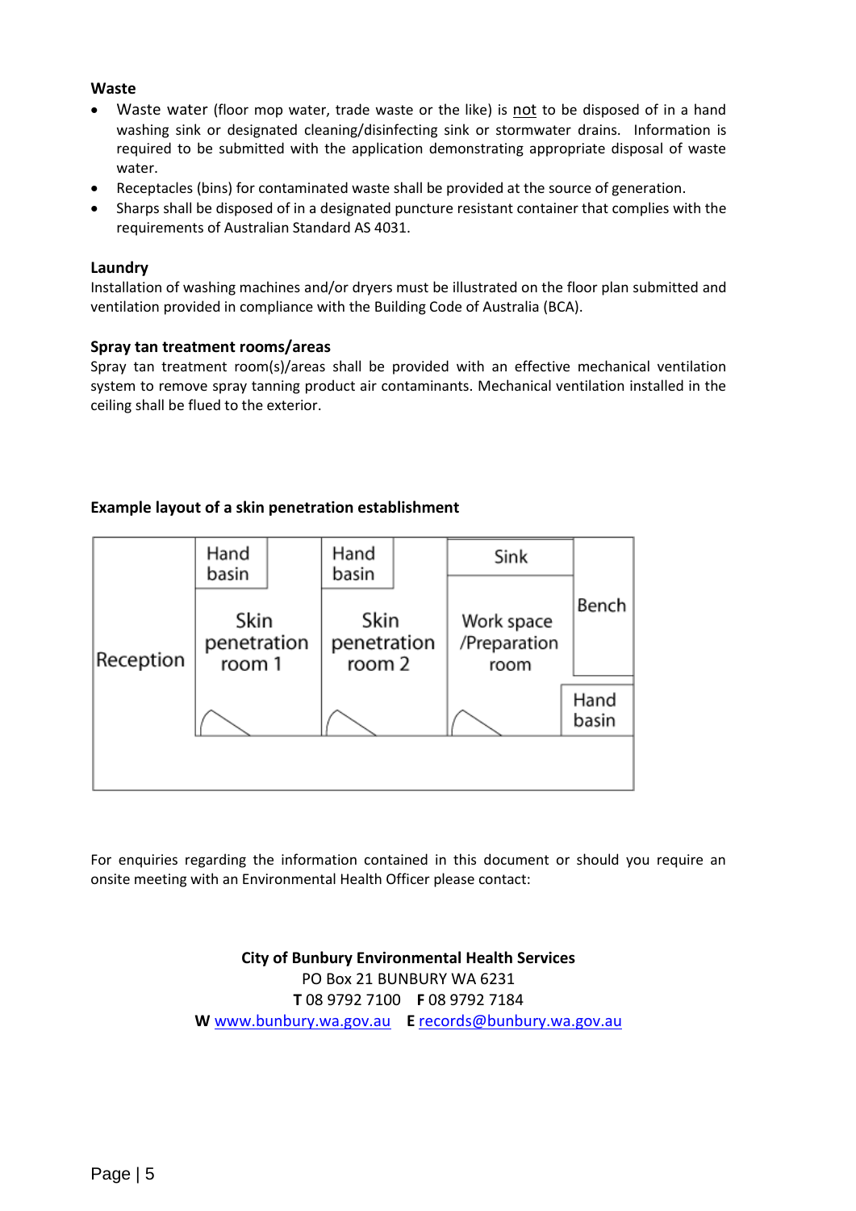**Waste**

- Waste water (floor mop water, trade waste or the like) is not to be disposed of in a hand washing sink or designated cleaning/disinfecting sink or stormwater drains. Information is required to be submitted with the application demonstrating appropriate disposal of waste water.
- Receptacles (bins) for contaminated waste shall be provided at the source of generation.
- Sharps shall be disposed of in a designated puncture resistant container that complies with the requirements of Australian Standard AS 4031.

**Laundry**

Installation of washing machines and/or dryers must be illustrated on the floor plan submitted and ventilation provided in compliance with the Building Code of Australia (BCA).

**Spray tan treatment rooms/areas**

Spray tan treatment room(s)/areas shall be provided with an effective mechanical ventilation system to remove spray tanning product air contaminants. Mechanical ventilation installed in the ceiling shall be flued to the exterior.

**Example layout of a skin penetration establishment**

Reception

Hand basin

Skin penetration room 1

Hand basin

Skin penetration room 2

Sink

Work space /Preparation room

Bench

Hand basin

For enquiries regarding the information contained in this document or should you require an onsite meeting with an Environmental Health Officer please contact:

**City of Bunbury Environmental Health Services**
PO Box 21 BUNBURY WA 6231
**T** 08 9792 7100 **F** 08 9792 7184
**W** www.bunbury.wa.gov.au **E** records@bunbury.wa.gov.au